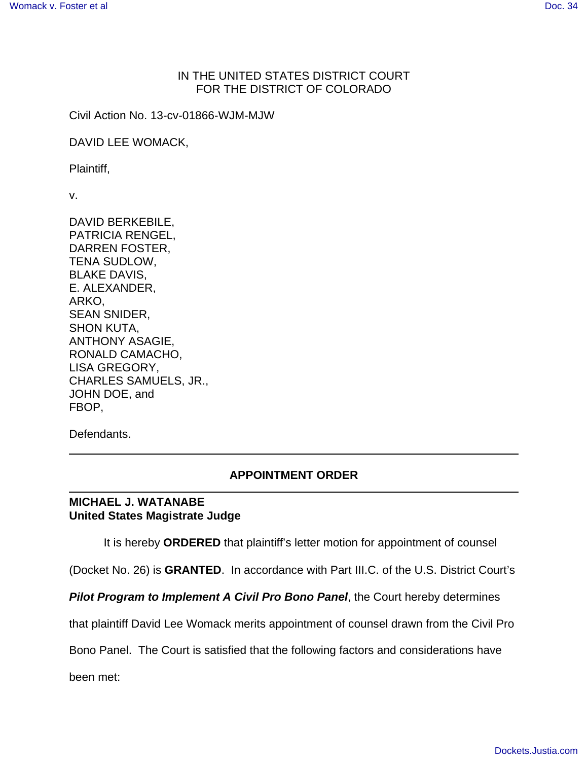IN THE UNITED STATES DISTRICT COURT
FOR THE DISTRICT OF COLORADO

Civil Action No. 13-cv-01866-WJM-MJW

DAVID LEE WOMACK,

Plaintiff,

v.

DAVID BERKEBILE,
PATRICIA RENGEL,
DARREN FOSTER,
TENA SUDLOW,
BLAKE DAVIS,
E. ALEXANDER,
ARKO,
SEAN SNIDER,
SHON KUTA,
ANTHONY ASAGIE,
RONALD CAMACHO,
LISA GREGORY,
CHARLES SAMUELS, JR.,
JOHN DOE, and
FBOP,

Defendants.

---

## APPOINTMENT ORDER

---

**MICHAEL J. WATANABE**
**United States Magistrate Judge**

It is hereby **ORDERED** that plaintiff's letter motion for appointment of counsel (Docket No. 26) is **GRANTED**. In accordance with Part III.C. of the U.S. District Court's ***Pilot Program to Implement A Civil Pro Bono Panel***, the Court hereby determines that plaintiff David Lee Womack merits appointment of counsel drawn from the Civil Pro Bono Panel. The Court is satisfied that the following factors and considerations have been met: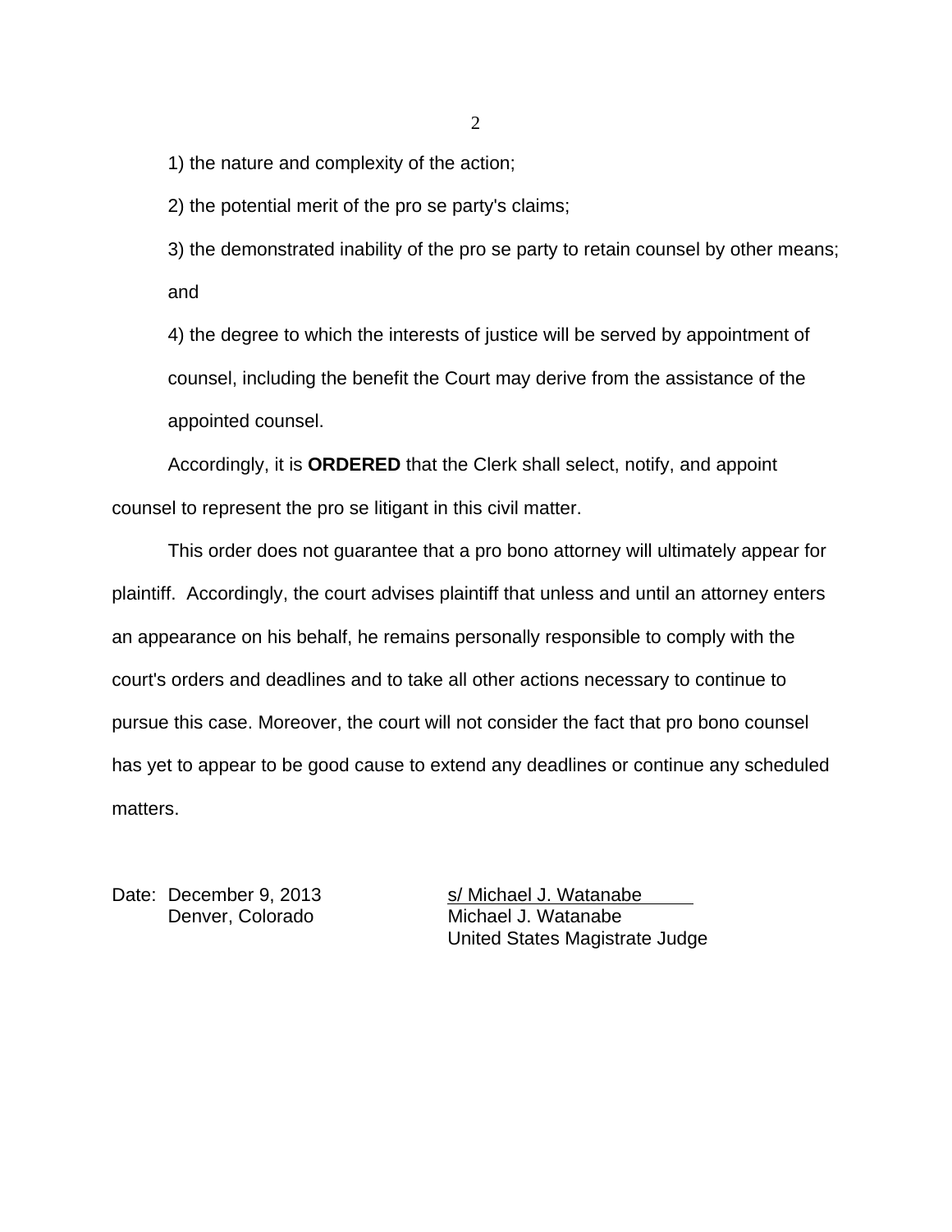1) the nature and complexity of the action;

2) the potential merit of the pro se party's claims;

3) the demonstrated inability of the pro se party to retain counsel by other means; and

4) the degree to which the interests of justice will be served by appointment of counsel, including the benefit the Court may derive from the assistance of the appointed counsel.

Accordingly, it is **ORDERED** that the Clerk shall select, notify, and appoint counsel to represent the pro se litigant in this civil matter.

This order does not guarantee that a pro bono attorney will ultimately appear for plaintiff. Accordingly, the court advises plaintiff that unless and until an attorney enters an appearance on his behalf, he remains personally responsible to comply with the court's orders and deadlines and to take all other actions necessary to continue to pursue this case. Moreover, the court will not consider the fact that pro bono counsel has yet to appear to be good cause to extend any deadlines or continue any scheduled matters.

Date: December 9, 2013
Denver, Colorado

s/ Michael J. Watanabe
Michael J. Watanabe
United States Magistrate Judge